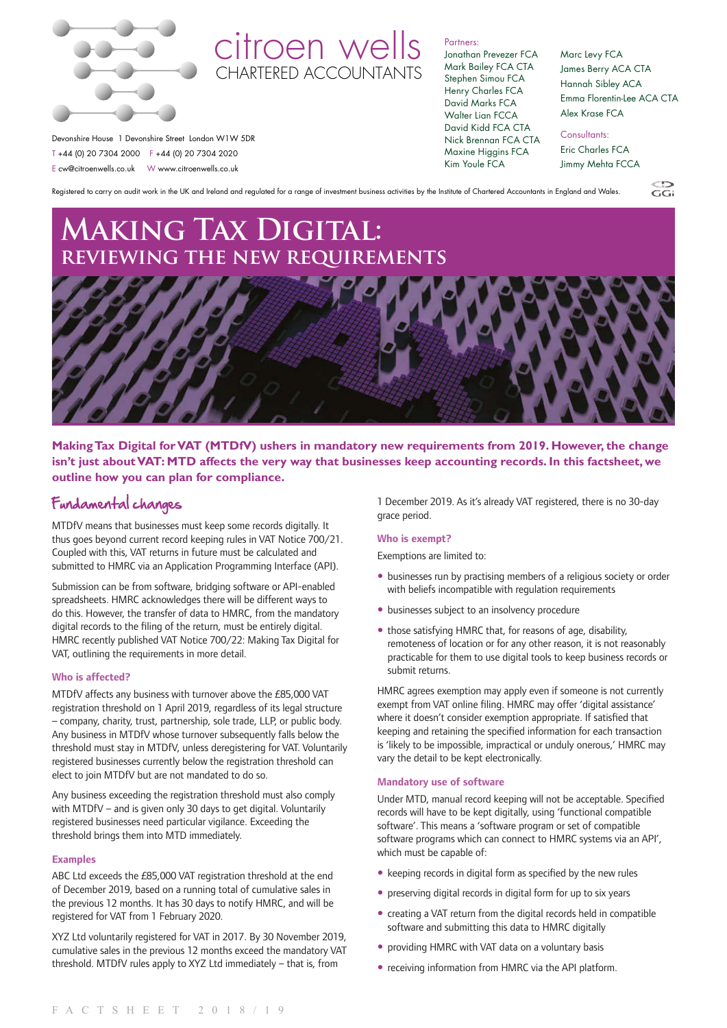citroen wells
CHARTERED ACCOUNTANTS

Devonshire House 1 Devonshire Street London W1W 5DR
T +44 (0) 20 7304 2000 F +44 (0) 20 7304 2020
E cw@citroenwells.co.uk W www.citroenwells.co.uk

Partners:
Jonathan Prevezer FCA
Mark Bailey FCA CTA
Stephen Simou FCA
Henry Charles FCA
David Marks FCA
Walter Lian FCCA
David Kidd FCA CTA
Nick Brennan FCA CTA
Maxine Higgins FCA
Kim Youle FCA
Marc Levy FCA
James Berry ACA CTA
Hannah Sibley ACA
Emma Florentin-Lee ACA CTA
Alex Krase FCA

Consultants:
Eric Charles FCA
Jimmy Mehta FCCA

Registered to carry on audit work in the UK and Ireland and regulated for a range of investment business activities by the Institute of Chartered Accountants in England and Wales.

# Making Tax Digital: reviewing the new requirements

**Making Tax Digital for VAT (MTDfV) ushers in mandatory new requirements from 2019. However, the change isn't just about VAT: MTD affects the very way that businesses keep accounting records. In this factsheet, we outline how you can plan for compliance.**

## Fundamental changes

MTDfV means that businesses must keep some records digitally. It thus goes beyond current record keeping rules in VAT Notice 700/21. Coupled with this, VAT returns in future must be calculated and submitted to HMRC via an Application Programming Interface (API).

Submission can be from software, bridging software or API-enabled spreadsheets. HMRC acknowledges there will be different ways to do this. However, the transfer of data to HMRC, from the mandatory digital records to the filing of the return, must be entirely digital. HMRC recently published VAT Notice 700/22: Making Tax Digital for VAT, outlining the requirements in more detail.

### Who is affected?

MTDfV affects any business with turnover above the £85,000 VAT registration threshold on 1 April 2019, regardless of its legal structure – company, charity, trust, partnership, sole trade, LLP, or public body. Any business in MTDfV whose turnover subsequently falls below the threshold must stay in MTDfV, unless deregistering for VAT. Voluntarily registered businesses currently below the registration threshold can elect to join MTDfV but are not mandated to do so.

Any business exceeding the registration threshold must also comply with MTDfV – and is given only 30 days to get digital. Voluntarily registered businesses need particular vigilance. Exceeding the threshold brings them into MTD immediately.

### Examples

ABC Ltd exceeds the £85,000 VAT registration threshold at the end of December 2019, based on a running total of cumulative sales in the previous 12 months. It has 30 days to notify HMRC, and will be registered for VAT from 1 February 2020.

XYZ Ltd voluntarily registered for VAT in 2017. By 30 November 2019, cumulative sales in the previous 12 months exceed the mandatory VAT threshold. MTDfV rules apply to XYZ Ltd immediately – that is, from 1 December 2019. As it's already VAT registered, there is no 30-day grace period.

### Who is exempt?

Exemptions are limited to:

- businesses run by practising members of a religious society or order with beliefs incompatible with regulation requirements
- businesses subject to an insolvency procedure
- those satisfying HMRC that, for reasons of age, disability, remoteness of location or for any other reason, it is not reasonably practicable for them to use digital tools to keep business records or submit returns.

HMRC agrees exemption may apply even if someone is not currently exempt from VAT online filing. HMRC may offer 'digital assistance' where it doesn't consider exemption appropriate. If satisfied that keeping and retaining the specified information for each transaction is 'likely to be impossible, impractical or unduly onerous,' HMRC may vary the detail to be kept electronically.

### Mandatory use of software

Under MTD, manual record keeping will not be acceptable. Specified records will have to be kept digitally, using 'functional compatible software'. This means a 'software program or set of compatible software programs which can connect to HMRC systems via an API', which must be capable of:

- keeping records in digital form as specified by the new rules
- preserving digital records in digital form for up to six years
- creating a VAT return from the digital records held in compatible software and submitting this data to HMRC digitally
- providing HMRC with VAT data on a voluntary basis
- receiving information from HMRC via the API platform.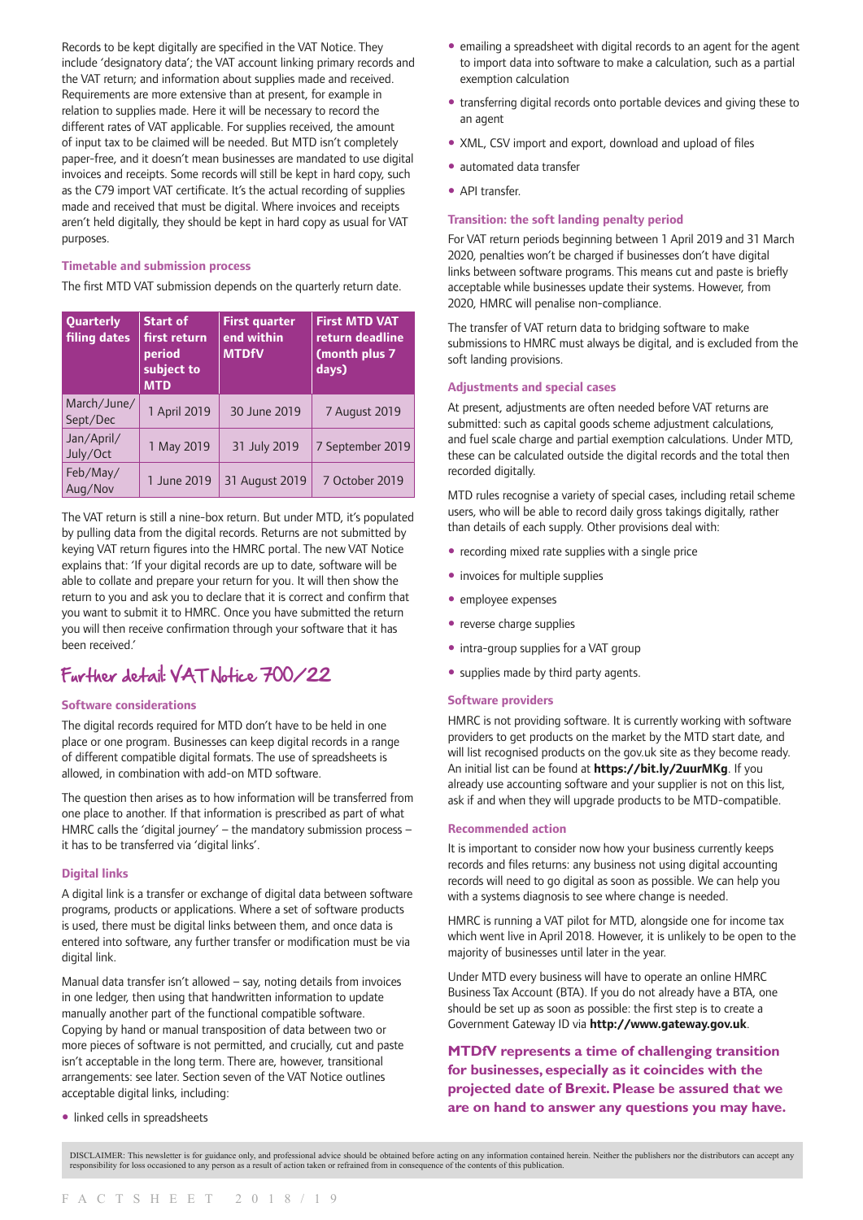Records to be kept digitally are specified in the VAT Notice. They include 'designatory data'; the VAT account linking primary records and the VAT return; and information about supplies made and received. Requirements are more extensive than at present, for example in relation to supplies made. Here it will be necessary to record the different rates of VAT applicable. For supplies received, the amount of input tax to be claimed will be needed. But MTD isn't completely paper-free, and it doesn't mean businesses are mandated to use digital invoices and receipts. Some records will still be kept in hard copy, such as the C79 import VAT certificate. It's the actual recording of supplies made and received that must be digital. Where invoices and receipts aren't held digitally, they should be kept in hard copy as usual for VAT purposes.

### Timetable and submission process

The first MTD VAT submission depends on the quarterly return date.

| Quarterly filing dates | Start of first return period subject to MTD | First quarter end within MTDfV | First MTD VAT return deadline (month plus 7 days) |
|---|---|---|---|
| March/June/ Sept/Dec | 1 April 2019 | 30 June 2019 | 7 August 2019 |
| Jan/April/ July/Oct | 1 May 2019 | 31 July 2019 | 7 September 2019 |
| Feb/May/ Aug/Nov | 1 June 2019 | 31 August 2019 | 7 October 2019 |

The VAT return is still a nine-box return. But under MTD, it's populated by pulling data from the digital records. Returns are not submitted by keying VAT return figures into the HMRC portal. The new VAT Notice explains that: 'If your digital records are up to date, software will be able to collate and prepare your return for you. It will then show the return to you and ask you to declare that it is correct and confirm that you want to submit it to HMRC. Once you have submitted the return you will then receive confirmation through your software that it has been received.'

## Further detail: VAT Notice 700/22

### Software considerations

The digital records required for MTD don't have to be held in one place or one program. Businesses can keep digital records in a range of different compatible digital formats. The use of spreadsheets is allowed, in combination with add-on MTD software.

The question then arises as to how information will be transferred from one place to another. If that information is prescribed as part of what HMRC calls the 'digital journey' – the mandatory submission process – it has to be transferred via 'digital links'.

### Digital links

A digital link is a transfer or exchange of digital data between software programs, products or applications. Where a set of software products is used, there must be digital links between them, and once data is entered into software, any further transfer or modification must be via digital link.

Manual data transfer isn't allowed – say, noting details from invoices in one ledger, then using that handwritten information to update manually another part of the functional compatible software. Copying by hand or manual transposition of data between two or more pieces of software is not permitted, and crucially, cut and paste isn't acceptable in the long term. There are, however, transitional arrangements: see later. Section seven of the VAT Notice outlines acceptable digital links, including:

- linked cells in spreadsheets
- emailing a spreadsheet with digital records to an agent for the agent to import data into software to make a calculation, such as a partial exemption calculation
- transferring digital records onto portable devices and giving these to an agent
- XML, CSV import and export, download and upload of files
- automated data transfer
- API transfer.

### Transition: the soft landing penalty period

For VAT return periods beginning between 1 April 2019 and 31 March 2020, penalties won't be charged if businesses don't have digital links between software programs. This means cut and paste is briefly acceptable while businesses update their systems. However, from 2020, HMRC will penalise non-compliance.

The transfer of VAT return data to bridging software to make submissions to HMRC must always be digital, and is excluded from the soft landing provisions.

### Adjustments and special cases

At present, adjustments are often needed before VAT returns are submitted: such as capital goods scheme adjustment calculations, and fuel scale charge and partial exemption calculations. Under MTD, these can be calculated outside the digital records and the total then recorded digitally.

MTD rules recognise a variety of special cases, including retail scheme users, who will be able to record daily gross takings digitally, rather than details of each supply. Other provisions deal with:

- recording mixed rate supplies with a single price
- invoices for multiple supplies
- employee expenses
- reverse charge supplies
- intra-group supplies for a VAT group
- supplies made by third party agents.

### Software providers

HMRC is not providing software. It is currently working with software providers to get products on the market by the MTD start date, and will list recognised products on the gov.uk site as they become ready. An initial list can be found at **https://bit.ly/2uurMKg**. If you already use accounting software and your supplier is not on this list, ask if and when they will upgrade products to be MTD-compatible.

### Recommended action

It is important to consider now how your business currently keeps records and files returns: any business not using digital accounting records will need to go digital as soon as possible. We can help you with a systems diagnosis to see where change is needed.

HMRC is running a VAT pilot for MTD, alongside one for income tax which went live in April 2018. However, it is unlikely to be open to the majority of businesses until later in the year.

Under MTD every business will have to operate an online HMRC Business Tax Account (BTA). If you do not already have a BTA, one should be set up as soon as possible: the first step is to create a Government Gateway ID via **http://www.gateway.gov.uk**.

**MTDfV represents a time of challenging transition for businesses, especially as it coincides with the projected date of Brexit. Please be assured that we are on hand to answer any questions you may have.**

DISCLAIMER: This newsletter is for guidance only, and professional advice should be obtained before acting on any information contained herein. Neither the publishers nor the distributors can accept any responsibility for loss occasioned to any person as a result of action taken or refrained from in consequence of the contents of this publication.